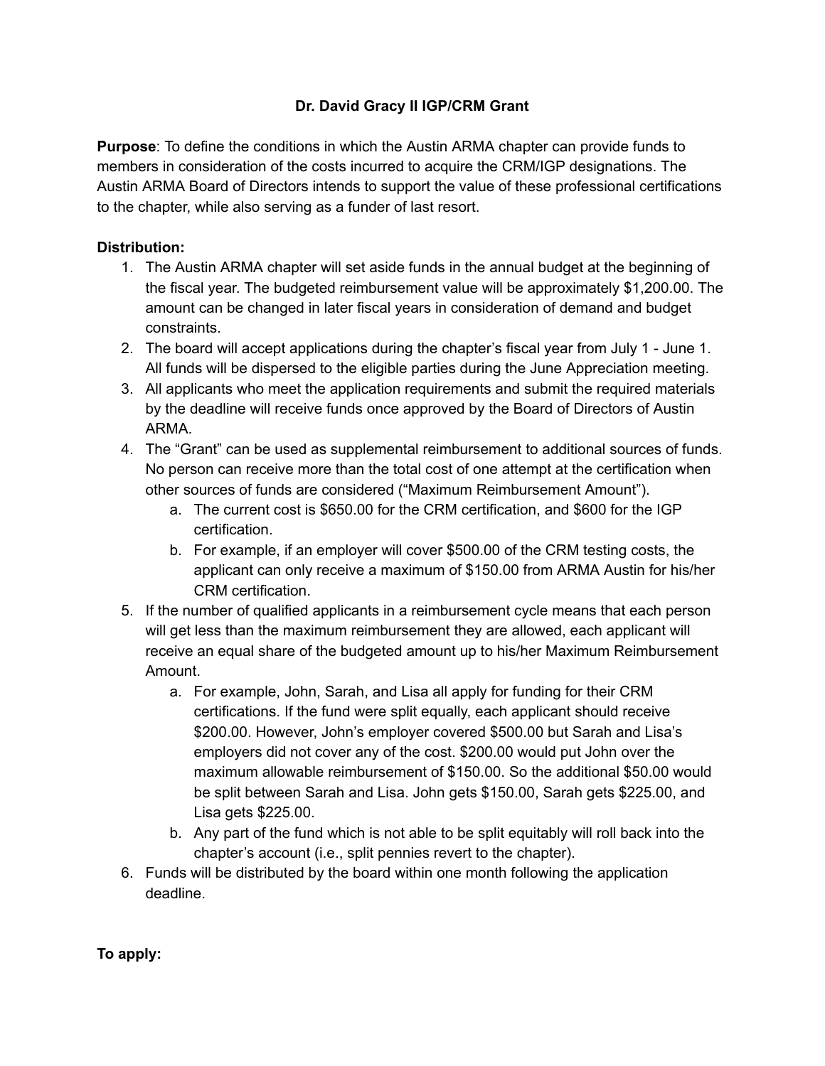**Dr. David Gracy II IGP/CRM Grant**

**Purpose**: To define the conditions in which the Austin ARMA chapter can provide funds to members in consideration of the costs incurred to acquire the CRM/IGP designations. The Austin ARMA Board of Directors intends to support the value of these professional certifications to the chapter, while also serving as a funder of last resort.

**Distribution:**

1. The Austin ARMA chapter will set aside funds in the annual budget at the beginning of the fiscal year. The budgeted reimbursement value will be approximately $1,200.00. The amount can be changed in later fiscal years in consideration of demand and budget constraints.
2. The board will accept applications during the chapter's fiscal year from July 1 - June 1. All funds will be dispersed to the eligible parties during the June Appreciation meeting.
3. All applicants who meet the application requirements and submit the required materials by the deadline will receive funds once approved by the Board of Directors of Austin ARMA.
4. The "Grant" can be used as supplemental reimbursement to additional sources of funds. No person can receive more than the total cost of one attempt at the certification when other sources of funds are considered ("Maximum Reimbursement Amount").
   a. The current cost is $650.00 for the CRM certification, and $600 for the IGP certification.
   b. For example, if an employer will cover $500.00 of the CRM testing costs, the applicant can only receive a maximum of $150.00 from ARMA Austin for his/her CRM certification.
5. If the number of qualified applicants in a reimbursement cycle means that each person will get less than the maximum reimbursement they are allowed, each applicant will receive an equal share of the budgeted amount up to his/her Maximum Reimbursement Amount.
   a. For example, John, Sarah, and Lisa all apply for funding for their CRM certifications. If the fund were split equally, each applicant should receive $200.00. However, John's employer covered $500.00 but Sarah and Lisa's employers did not cover any of the cost. $200.00 would put John over the maximum allowable reimbursement of $150.00. So the additional $50.00 would be split between Sarah and Lisa. John gets $150.00, Sarah gets $225.00, and Lisa gets $225.00.
   b. Any part of the fund which is not able to be split equitably will roll back into the chapter's account (i.e., split pennies revert to the chapter).
6. Funds will be distributed by the board within one month following the application deadline.

**To apply:**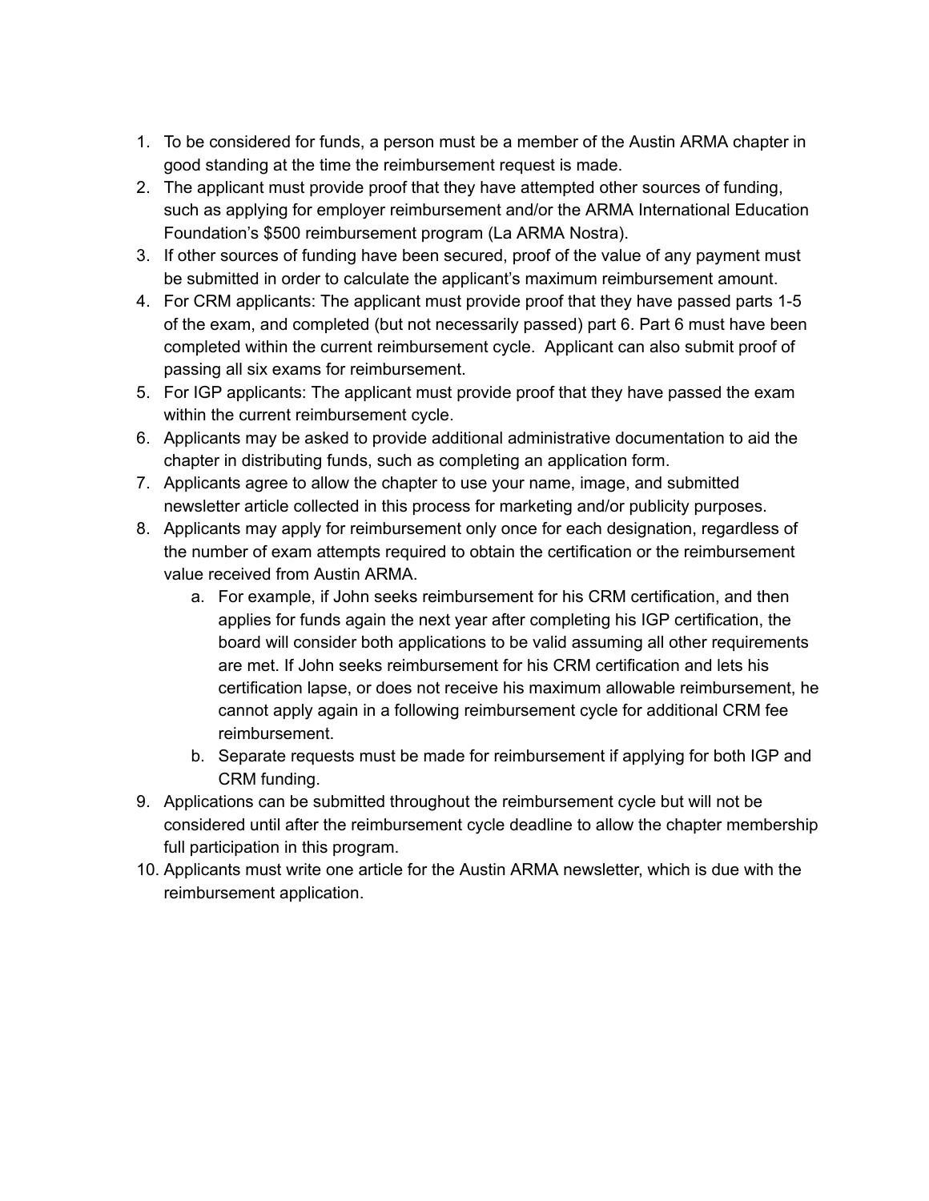1. To be considered for funds, a person must be a member of the Austin ARMA chapter in good standing at the time the reimbursement request is made.
2. The applicant must provide proof that they have attempted other sources of funding, such as applying for employer reimbursement and/or the ARMA International Education Foundation's $500 reimbursement program (La ARMA Nostra).
3. If other sources of funding have been secured, proof of the value of any payment must be submitted in order to calculate the applicant's maximum reimbursement amount.
4. For CRM applicants: The applicant must provide proof that they have passed parts 1-5 of the exam, and completed (but not necessarily passed) part 6. Part 6 must have been completed within the current reimbursement cycle. Applicant can also submit proof of passing all six exams for reimbursement.
5. For IGP applicants: The applicant must provide proof that they have passed the exam within the current reimbursement cycle.
6. Applicants may be asked to provide additional administrative documentation to aid the chapter in distributing funds, such as completing an application form.
7. Applicants agree to allow the chapter to use your name, image, and submitted newsletter article collected in this process for marketing and/or publicity purposes.
8. Applicants may apply for reimbursement only once for each designation, regardless of the number of exam attempts required to obtain the certification or the reimbursement value received from Austin ARMA.
    a. For example, if John seeks reimbursement for his CRM certification, and then applies for funds again the next year after completing his IGP certification, the board will consider both applications to be valid assuming all other requirements are met. If John seeks reimbursement for his CRM certification and lets his certification lapse, or does not receive his maximum allowable reimbursement, he cannot apply again in a following reimbursement cycle for additional CRM fee reimbursement.
    b. Separate requests must be made for reimbursement if applying for both IGP and CRM funding.
9. Applications can be submitted throughout the reimbursement cycle but will not be considered until after the reimbursement cycle deadline to allow the chapter membership full participation in this program.
10. Applicants must write one article for the Austin ARMA newsletter, which is due with the reimbursement application.